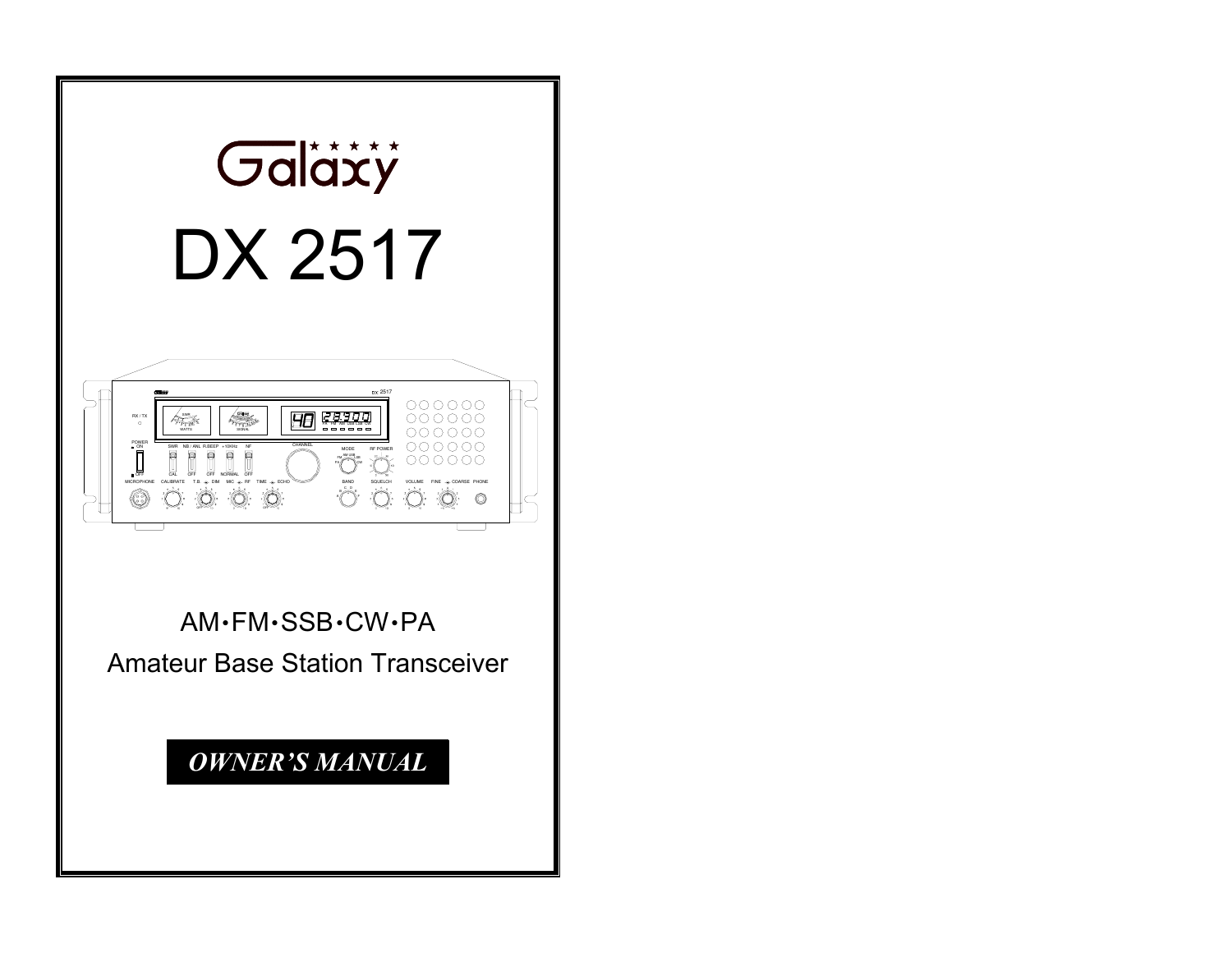# Galaxy

# DX 2517

AM•FM•SSB•CW•PA

Amateur Base Station Transceiver

***OWNER'S MANUAL***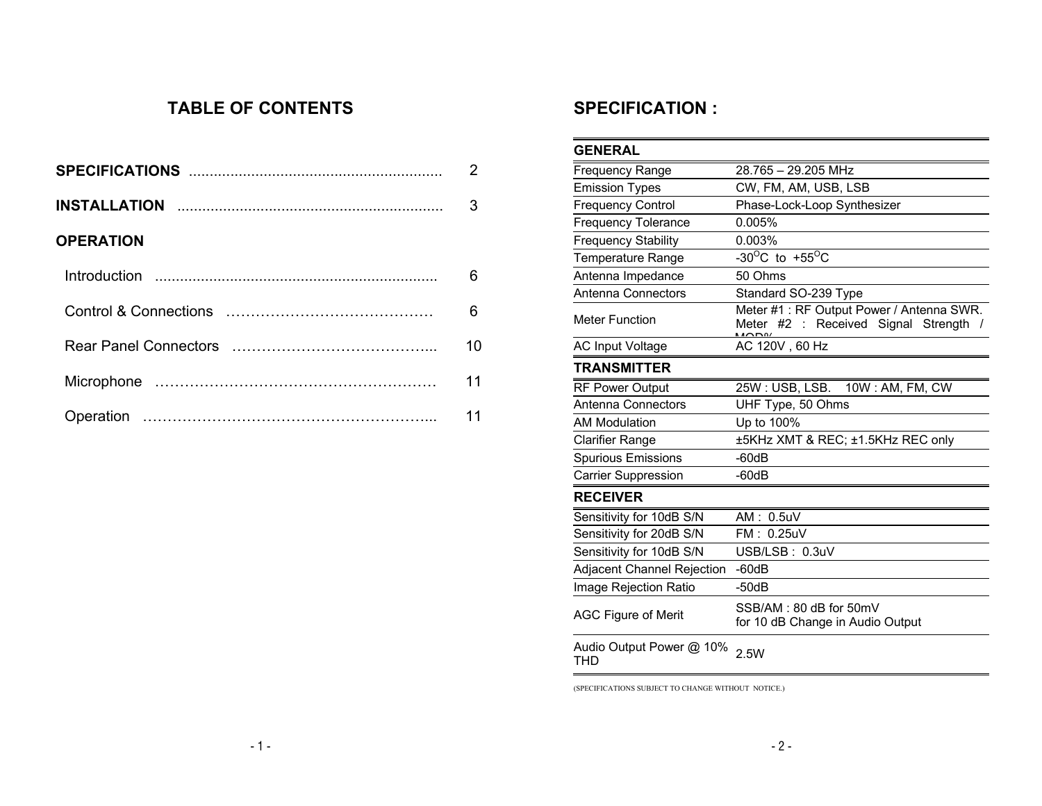## TABLE OF CONTENTS

**SPECIFICATIONS** ........................................................... 2

**INSTALLATION** .............................................................. 3

**OPERATION**

- Introduction ................................................................. 6
- Control & Connections …………………………………… 6
- Rear Panel Connectors …………………………………... 10
- Microphone ………………………………………………… 11
- Operation …………………………………………………... 11

## SPECIFICATION :

| GENERAL | |
|---|---|
| Frequency Range | 28.765 – 29.205 MHz |
| Emission Types | CW, FM, AM, USB, LSB |
| Frequency Control | Phase-Lock-Loop Synthesizer |
| Frequency Tolerance | 0.005% |
| Frequency Stability | 0.003% |
| Temperature Range | $-30^{O}C$ to $+55^{O}C$ |
| Antenna Impedance | 50 Ohms |
| Antenna Connectors | Standard SO-239 Type |
| Meter Function | Meter #1 : RF Output Power / Antenna SWR. Meter #2 : Received Signal Strength / MOD% |
| AC Input Voltage | AC 120V , 60 Hz |
| **TRANSMITTER** | |
| RF Power Output | 25W : USB, LSB. 10W : AM, FM, CW |
| Antenna Connectors | UHF Type, 50 Ohms |
| AM Modulation | Up to 100% |
| Clarifier Range | ±5KHz XMT & REC; ±1.5KHz REC only |
| Spurious Emissions | -60dB |
| Carrier Suppression | -60dB |
| **RECEIVER** | |
| Sensitivity for 10dB S/N | AM : 0.5uV |
| Sensitivity for 20dB S/N | FM : 0.25uV |
| Sensitivity for 10dB S/N | USB/LSB : 0.3uV |
| Adjacent Channel Rejection | -60dB |
| Image Rejection Ratio | -50dB |
| AGC Figure of Merit | SSB/AM : 80 dB for 50mV for 10 dB Change in Audio Output |
| Audio Output Power @ 10% THD | 2.5W |

(SPECIFICATIONS SUBJECT TO CHANGE WITHOUT NOTICE.)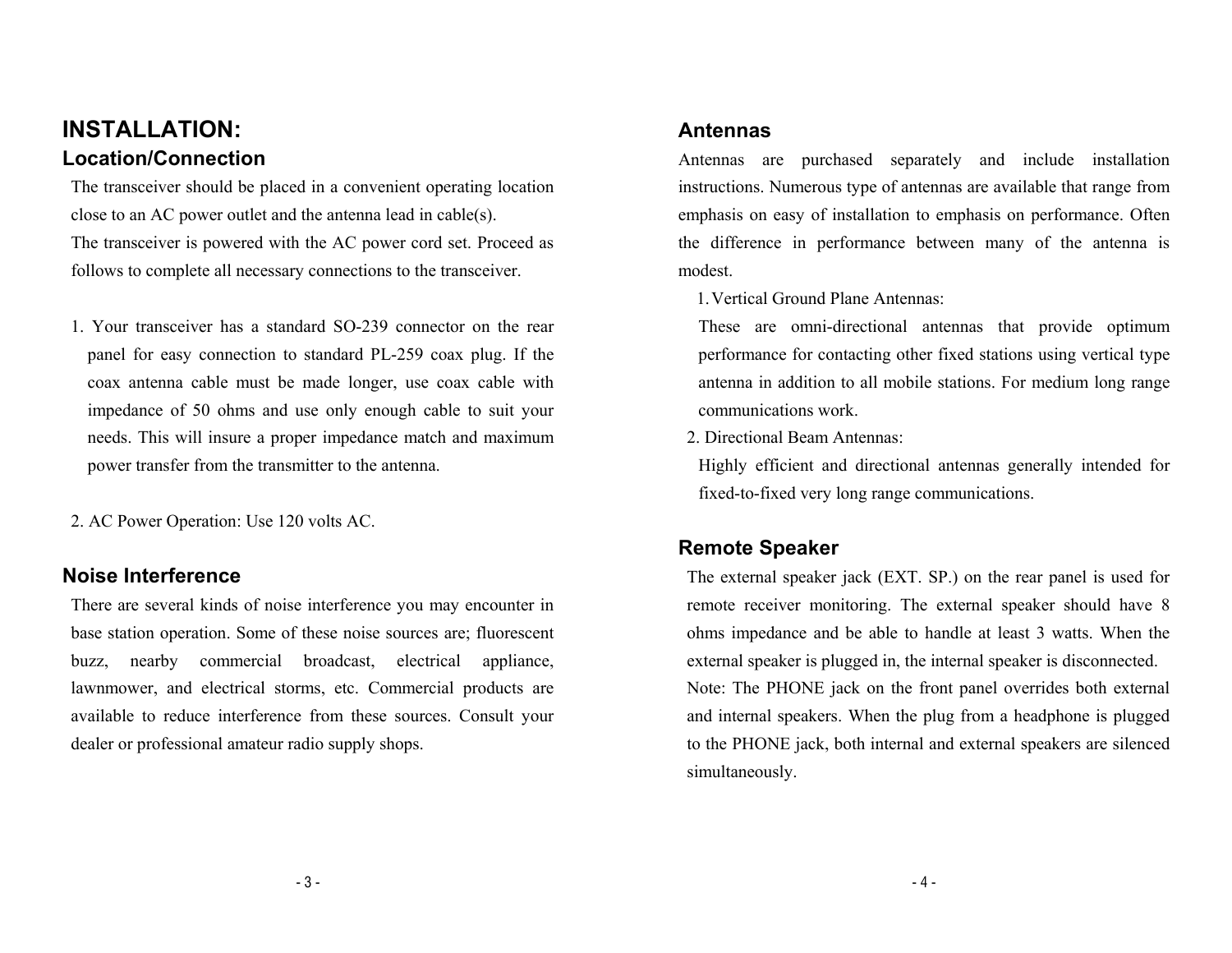# INSTALLATION:

## Location/Connection

The transceiver should be placed in a convenient operating location close to an AC power outlet and the antenna lead in cable(s).
The transceiver is powered with the AC power cord set. Proceed as follows to complete all necessary connections to the transceiver.

1. Your transceiver has a standard SO-239 connector on the rear panel for easy connection to standard PL-259 coax plug. If the coax antenna cable must be made longer, use coax cable with impedance of 50 ohms and use only enough cable to suit your needs. This will insure a proper impedance match and maximum power transfer from the transmitter to the antenna.

2. AC Power Operation: Use 120 volts AC.

## Noise Interference

There are several kinds of noise interference you may encounter in base station operation. Some of these noise sources are; fluorescent buzz, nearby commercial broadcast, electrical appliance, lawnmower, and electrical storms, etc. Commercial products are available to reduce interference from these sources. Consult your dealer or professional amateur radio supply shops.

## Antennas

Antennas are purchased separately and include installation instructions. Numerous type of antennas are available that range from emphasis on easy of installation to emphasis on performance. Often the difference in performance between many of the antenna is modest.

1. Vertical Ground Plane Antennas:
   These are omni-directional antennas that provide optimum performance for contacting other fixed stations using vertical type antenna in addition to all mobile stations. For medium long range communications work.
2. Directional Beam Antennas:
   Highly efficient and directional antennas generally intended for fixed-to-fixed very long range communications.

## Remote Speaker

The external speaker jack (EXT. SP.) on the rear panel is used for remote receiver monitoring. The external speaker should have 8 ohms impedance and be able to handle at least 3 watts. When the external speaker is plugged in, the internal speaker is disconnected.
Note: The PHONE jack on the front panel overrides both external and internal speakers. When the plug from a headphone is plugged to the PHONE jack, both internal and external speakers are silenced simultaneously.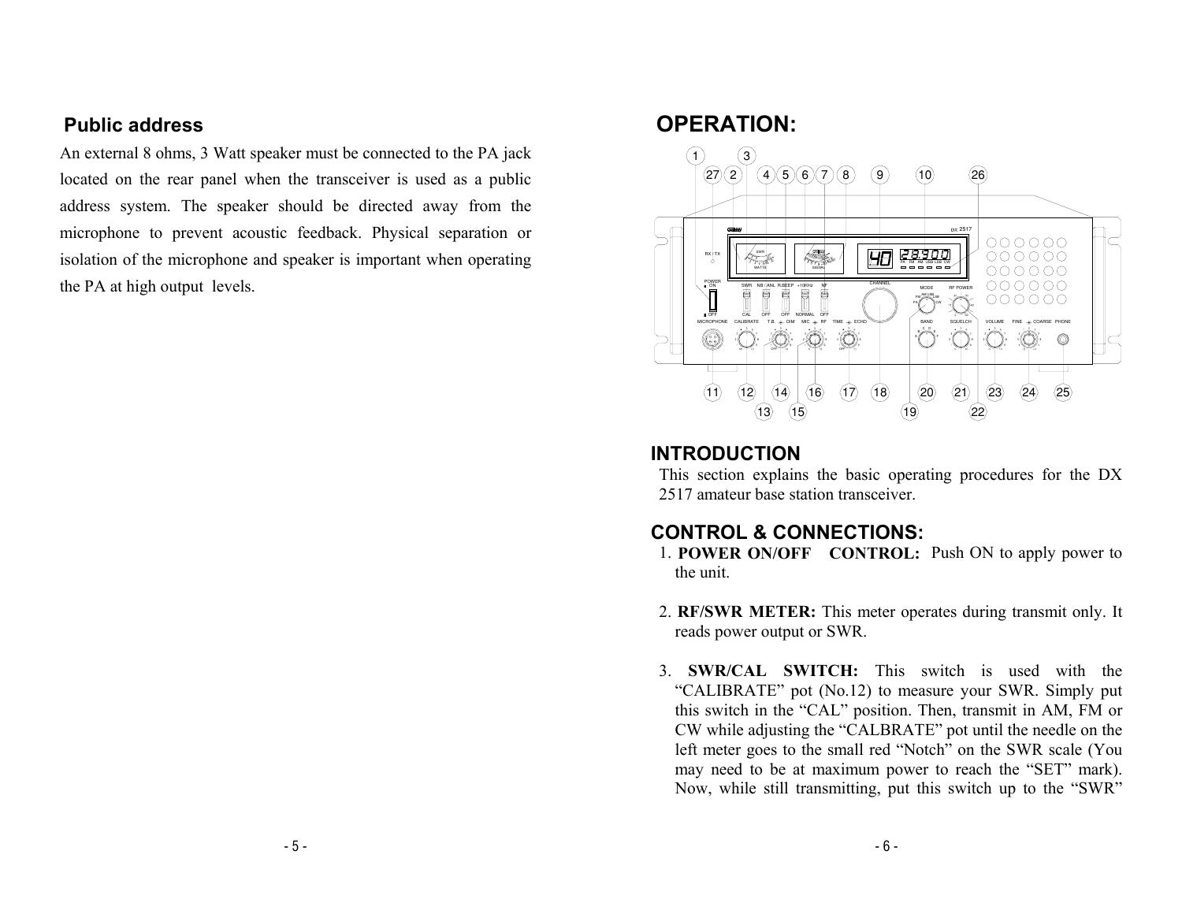## Public address

An external 8 ohms, 3 Watt speaker must be connected to the PA jack located on the rear panel when the transceiver is used as a public address system. The speaker should be directed away from the microphone to prevent acoustic feedback. Physical separation or isolation of the microphone and speaker is important when operating the PA at high output levels.

# OPERATION:

## INTRODUCTION

This section explains the basic operating procedures for the DX 2517 amateur base station transceiver.

## CONTROL & CONNECTIONS:

1. **POWER ON/OFF CONTROL:** Push ON to apply power to the unit.

2. **RF/SWR METER:** This meter operates during transmit only. It reads power output or SWR.

3. **SWR/CAL SWITCH:** This switch is used with the "CALIBRATE" pot (No.12) to measure your SWR. Simply put this switch in the "CAL" position. Then, transmit in AM, FM or CW while adjusting the "CALBRATE" pot until the needle on the left meter goes to the small red "Notch" on the SWR scale (You may need to be at maximum power to reach the "SET" mark). Now, while still transmitting, put this switch up to the "SWR"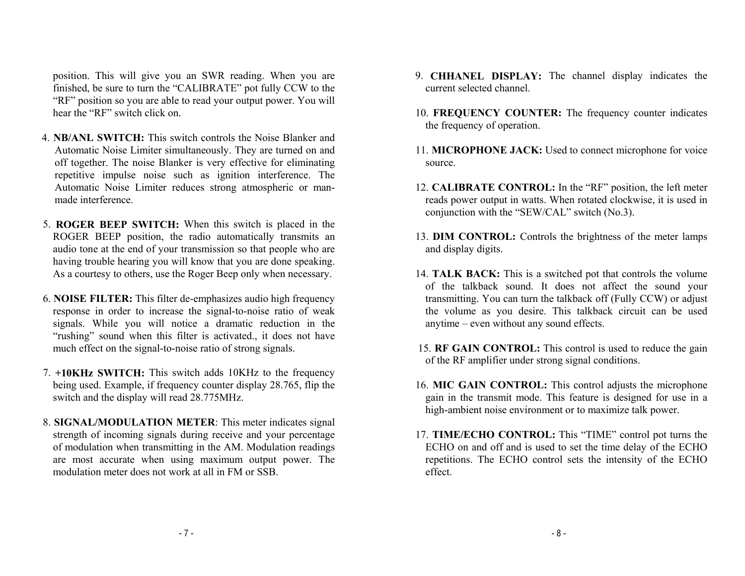position. This will give you an SWR reading. When you are finished, be sure to turn the "CALIBRATE" pot fully CCW to the "RF" position so you are able to read your output power. You will hear the "RF" switch click on.

4. **NB/ANL SWITCH:** This switch controls the Noise Blanker and Automatic Noise Limiter simultaneously. They are turned on and off together. The noise Blanker is very effective for eliminating repetitive impulse noise such as ignition interference. The Automatic Noise Limiter reduces strong atmospheric or man-made interference.

5. **ROGER BEEP SWITCH:** When this switch is placed in the ROGER BEEP position, the radio automatically transmits an audio tone at the end of your transmission so that people who are having trouble hearing you will know that you are done speaking. As a courtesy to others, use the Roger Beep only when necessary.

6. **NOISE FILTER:** This filter de-emphasizes audio high frequency response in order to increase the signal-to-noise ratio of weak signals. While you will notice a dramatic reduction in the "rushing" sound when this filter is activated., it does not have much effect on the signal-to-noise ratio of strong signals.

7. **+10KHz SWITCH:** This switch adds 10KHz to the frequency being used. Example, if frequency counter display 28.765, flip the switch and the display will read 28.775MHz.

8. **SIGNAL/MODULATION METER**: This meter indicates signal strength of incoming signals during receive and your percentage of modulation when transmitting in the AM. Modulation readings are most accurate when using maximum output power. The modulation meter does not work at all in FM or SSB.

9. **CHHANEL DISPLAY:** The channel display indicates the current selected channel.

10. **FREQUENCY COUNTER:** The frequency counter indicates the frequency of operation.

11. **MICROPHONE JACK:** Used to connect microphone for voice source.

12. **CALIBRATE CONTROL:** In the "RF" position, the left meter reads power output in watts. When rotated clockwise, it is used in conjunction with the "SEW/CAL" switch (No.3).

13. **DIM CONTROL:** Controls the brightness of the meter lamps and display digits.

14. **TALK BACK:** This is a switched pot that controls the volume of the talkback sound. It does not affect the sound your transmitting. You can turn the talkback off (Fully CCW) or adjust the volume as you desire. This talkback circuit can be used anytime – even without any sound effects.

15. **RF GAIN CONTROL:** This control is used to reduce the gain of the RF amplifier under strong signal conditions.

16. **MIC GAIN CONTROL:** This control adjusts the microphone gain in the transmit mode. This feature is designed for use in a high-ambient noise environment or to maximize talk power.

17. **TIME/ECHO CONTROL:** This "TIME" control pot turns the ECHO on and off and is used to set the time delay of the ECHO repetitions. The ECHO control sets the intensity of the ECHO effect.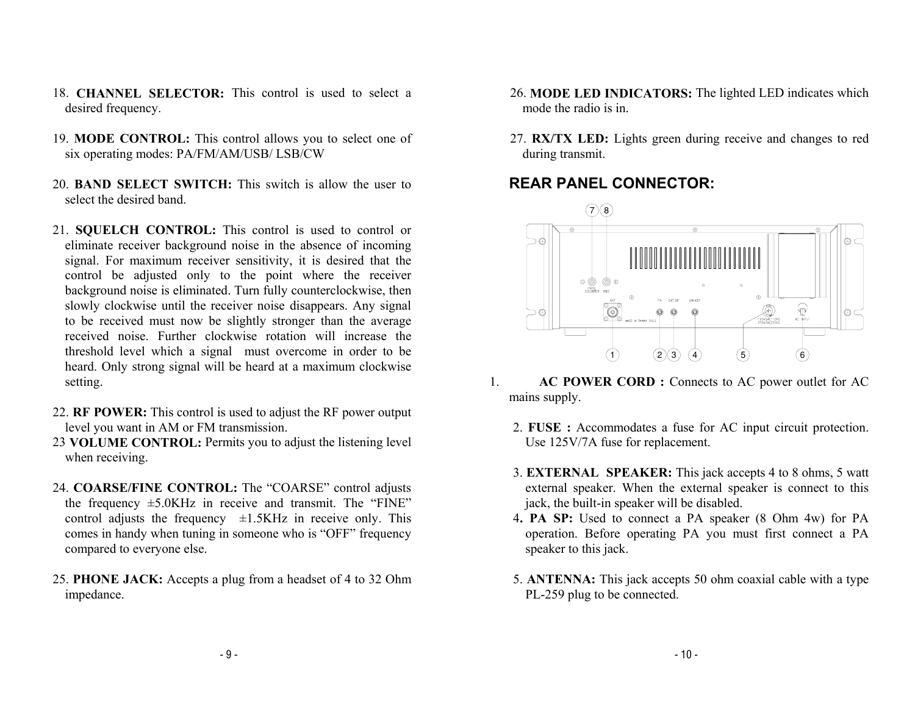18. **CHANNEL SELECTOR:** This control is used to select a desired frequency.

19. **MODE CONTROL:** This control allows you to select one of six operating modes: PA/FM/AM/USB/ LSB/CW

20. **BAND SELECT SWITCH:** This switch is allow the user to select the desired band.

21. **SQUELCH CONTROL:** This control is used to control or eliminate receiver background noise in the absence of incoming signal. For maximum receiver sensitivity, it is desired that the control be adjusted only to the point where the receiver background noise is eliminated. Turn fully counterclockwise, then slowly clockwise until the receiver noise disappears. Any signal to be received must now be slightly stronger than the average received noise. Further clockwise rotation will increase the threshold level which a signal must overcome in order to be heard. Only strong signal will be heard at a maximum clockwise setting.

22. **RF POWER:** This control is used to adjust the RF power output level you want in AM or FM transmission.

23 **VOLUME CONTROL:** Permits you to adjust the listening level when receiving.

24. **COARSE/FINE CONTROL:** The “COARSE” control adjusts the frequency ±5.0KHz in receive and transmit. The “FINE” control adjusts the frequency ±1.5KHz in receive only. This comes in handy when tuning in someone who is “OFF” frequency compared to everyone else.

25. **PHONE JACK:** Accepts a plug from a headset of 4 to 32 Ohm impedance.

26. **MODE LED INDICATORS:** The lighted LED indicates which mode the radio is in.

27. **RX/TX LED:** Lights green during receive and changes to red during transmit.

## REAR PANEL CONNECTOR:

1. **AC POWER CORD :** Connects to AC power outlet for AC mains supply.

2. **FUSE :** Accommodates a fuse for AC input circuit protection. Use 125V/7A fuse for replacement.

3. **EXTERNAL SPEAKER:** This jack accepts 4 to 8 ohms, 5 watt external speaker. When the external speaker is connect to this jack, the built-in speaker will be disabled.

4. **PA SP:** Used to connect a PA speaker (8 Ohm 4w) for PA operation. Before operating PA you must first connect a PA speaker to this jack.

5. **ANTENNA:** This jack accepts 50 ohm coaxial cable with a type PL-259 plug to be connected.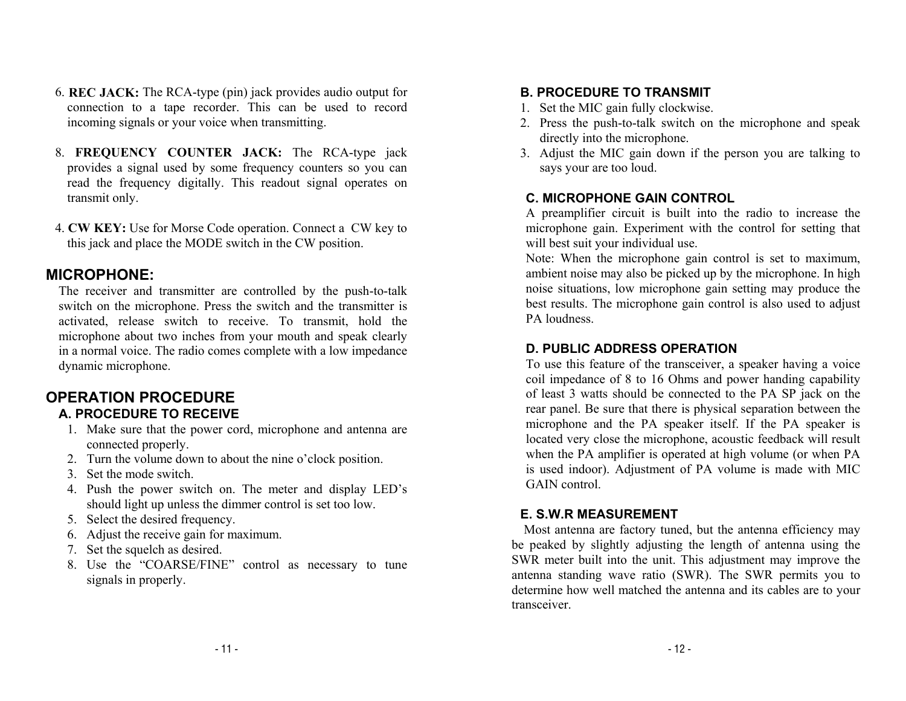6. **REC JACK:** The RCA-type (pin) jack provides audio output for connection to a tape recorder. This can be used to record incoming signals or your voice when transmitting.

8. **FREQUENCY COUNTER JACK:** The RCA-type jack provides a signal used by some frequency counters so you can read the frequency digitally. This readout signal operates on transmit only.

4. **CW KEY:** Use for Morse Code operation. Connect a CW key to this jack and place the MODE switch in the CW position.

## MICROPHONE:

The receiver and transmitter are controlled by the push-to-talk switch on the microphone. Press the switch and the transmitter is activated, release switch to receive. To transmit, hold the microphone about two inches from your mouth and speak clearly in a normal voice. The radio comes complete with a low impedance dynamic microphone.

## OPERATION PROCEDURE

### A. PROCEDURE TO RECEIVE

1. Make sure that the power cord, microphone and antenna are connected properly.
2. Turn the volume down to about the nine o'clock position.
3. Set the mode switch.
4. Push the power switch on. The meter and display LED's should light up unless the dimmer control is set too low.
5. Select the desired frequency.
6. Adjust the receive gain for maximum.
7. Set the squelch as desired.
8. Use the "COARSE/FINE" control as necessary to tune signals in properly.

### B. PROCEDURE TO TRANSMIT

1. Set the MIC gain fully clockwise.
2. Press the push-to-talk switch on the microphone and speak directly into the microphone.
3. Adjust the MIC gain down if the person you are talking to says your are too loud.

### C. MICROPHONE GAIN CONTROL

A preamplifier circuit is built into the radio to increase the microphone gain. Experiment with the control for setting that will best suit your individual use.

Note: When the microphone gain control is set to maximum, ambient noise may also be picked up by the microphone. In high noise situations, low microphone gain setting may produce the best results. The microphone gain control is also used to adjust PA loudness.

### D. PUBLIC ADDRESS OPERATION

To use this feature of the transceiver, a speaker having a voice coil impedance of 8 to 16 Ohms and power handing capability of least 3 watts should be connected to the PA SP jack on the rear panel. Be sure that there is physical separation between the microphone and the PA speaker itself. If the PA speaker is located very close the microphone, acoustic feedback will result when the PA amplifier is operated at high volume (or when PA is used indoor). Adjustment of PA volume is made with MIC GAIN control.

### E. S.W.R MEASUREMENT

Most antenna are factory tuned, but the antenna efficiency may be peaked by slightly adjusting the length of antenna using the SWR meter built into the unit. This adjustment may improve the antenna standing wave ratio (SWR). The SWR permits you to determine how well matched the antenna and its cables are to your transceiver.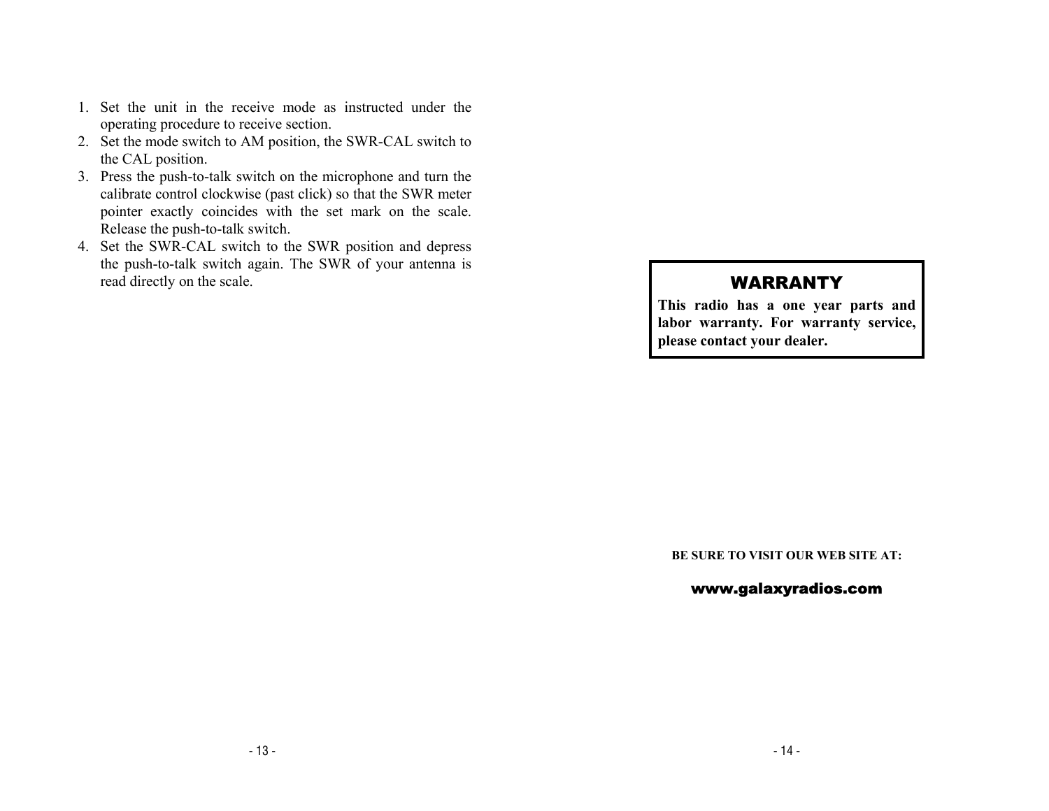1. Set the unit in the receive mode as instructed under the operating procedure to receive section.
2. Set the mode switch to AM position, the SWR-CAL switch to the CAL position.
3. Press the push-to-talk switch on the microphone and turn the calibrate control clockwise (past click) so that the SWR meter pointer exactly coincides with the set mark on the scale. Release the push-to-talk switch.
4. Set the SWR-CAL switch to the SWR position and depress the push-to-talk switch again. The SWR of your antenna is read directly on the scale.

## WARRANTY

**This radio has a one year parts and labor warranty. For warranty service, please contact your dealer.**

**BE SURE TO VISIT OUR WEB SITE AT:**

**www.galaxyradios.com**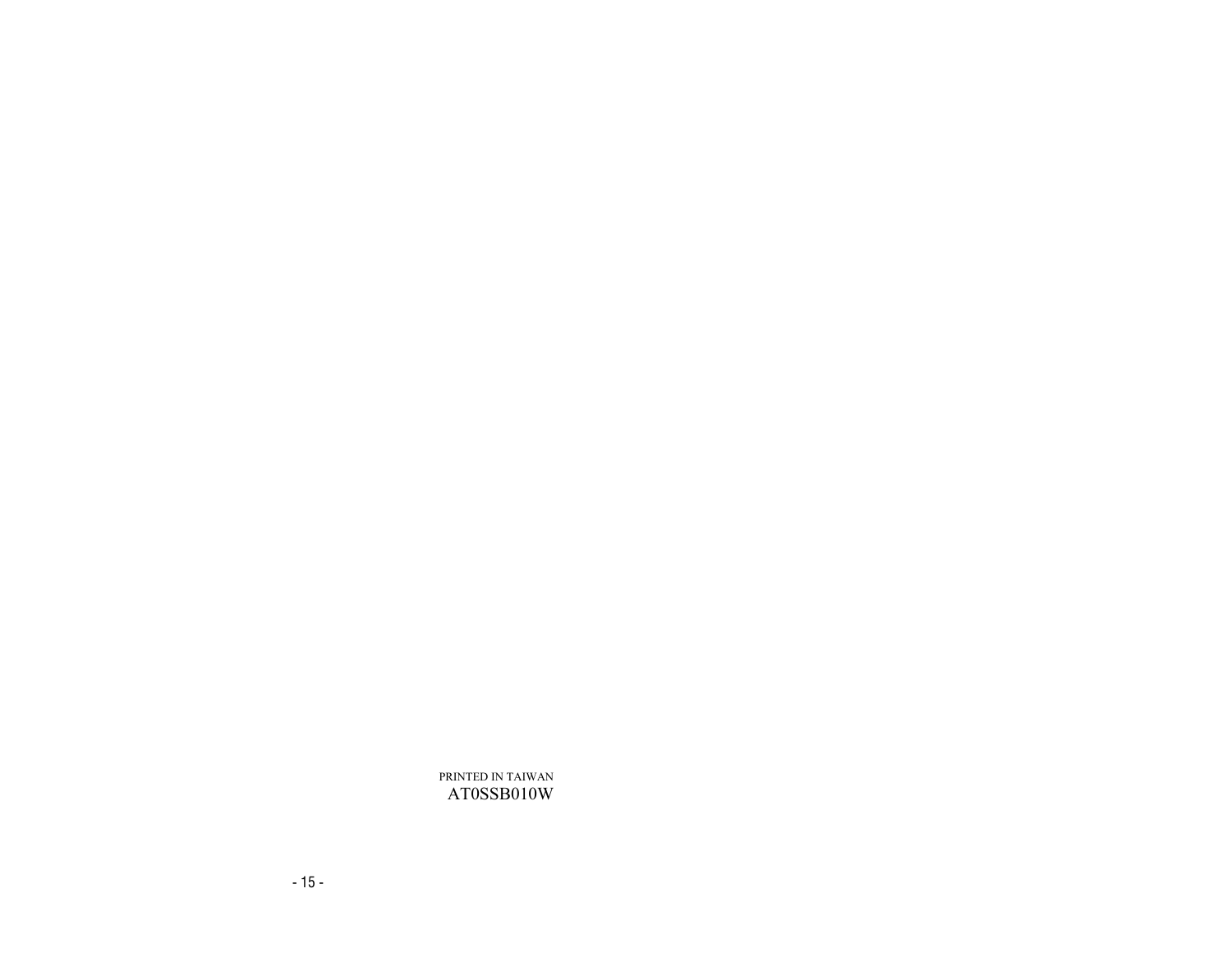PRINTED IN TAIWAN
AT0SSB010W